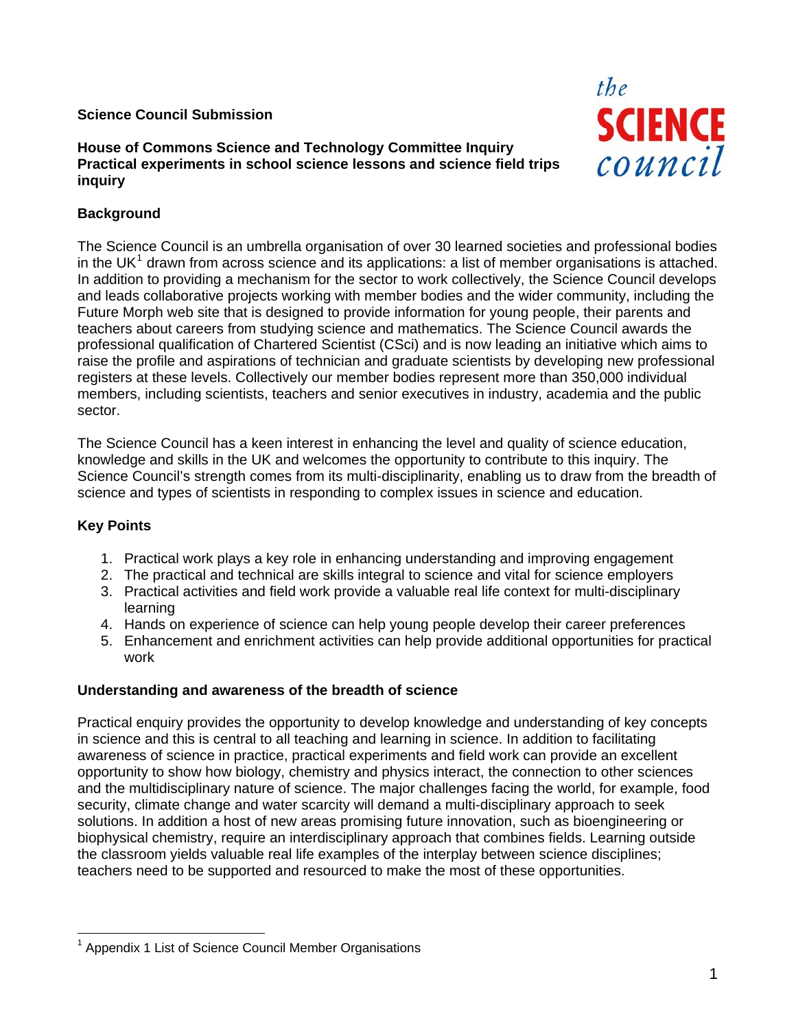**Science Council Submission**

**House of Commons Science and Technology Committee Inquiry**
**Practical experiments in school science lessons and science field trips inquiry**

## Background

The Science Council is an umbrella organisation of over 30 learned societies and professional bodies in the UK[1] drawn from across science and its applications: a list of member organisations is attached. In addition to providing a mechanism for the sector to work collectively, the Science Council develops and leads collaborative projects working with member bodies and the wider community, including the Future Morph web site that is designed to provide information for young people, their parents and teachers about careers from studying science and mathematics. The Science Council awards the professional qualification of Chartered Scientist (CSci) and is now leading an initiative which aims to raise the profile and aspirations of technician and graduate scientists by developing new professional registers at these levels. Collectively our member bodies represent more than 350,000 individual members, including scientists, teachers and senior executives in industry, academia and the public sector.

The Science Council has a keen interest in enhancing the level and quality of science education, knowledge and skills in the UK and welcomes the opportunity to contribute to this inquiry. The Science Council's strength comes from its multi-disciplinarity, enabling us to draw from the breadth of science and types of scientists in responding to complex issues in science and education.

## Key Points

1. Practical work plays a key role in enhancing understanding and improving engagement
2. The practical and technical are skills integral to science and vital for science employers
3. Practical activities and field work provide a valuable real life context for multi-disciplinary learning
4. Hands on experience of science can help young people develop their career preferences
5. Enhancement and enrichment activities can help provide additional opportunities for practical work

## Understanding and awareness of the breadth of science

Practical enquiry provides the opportunity to develop knowledge and understanding of key concepts in science and this is central to all teaching and learning in science. In addition to facilitating awareness of science in practice, practical experiments and field work can provide an excellent opportunity to show how biology, chemistry and physics interact, the connection to other sciences and the multidisciplinary nature of science. The major challenges facing the world, for example, food security, climate change and water scarcity will demand a multi-disciplinary approach to seek solutions. In addition a host of new areas promising future innovation, such as bioengineering or biophysical chemistry, require an interdisciplinary approach that combines fields. Learning outside the classroom yields valuable real life examples of the interplay between science disciplines; teachers need to be supported and resourced to make the most of these opportunities.

---

[1] Appendix 1 List of Science Council Member Organisations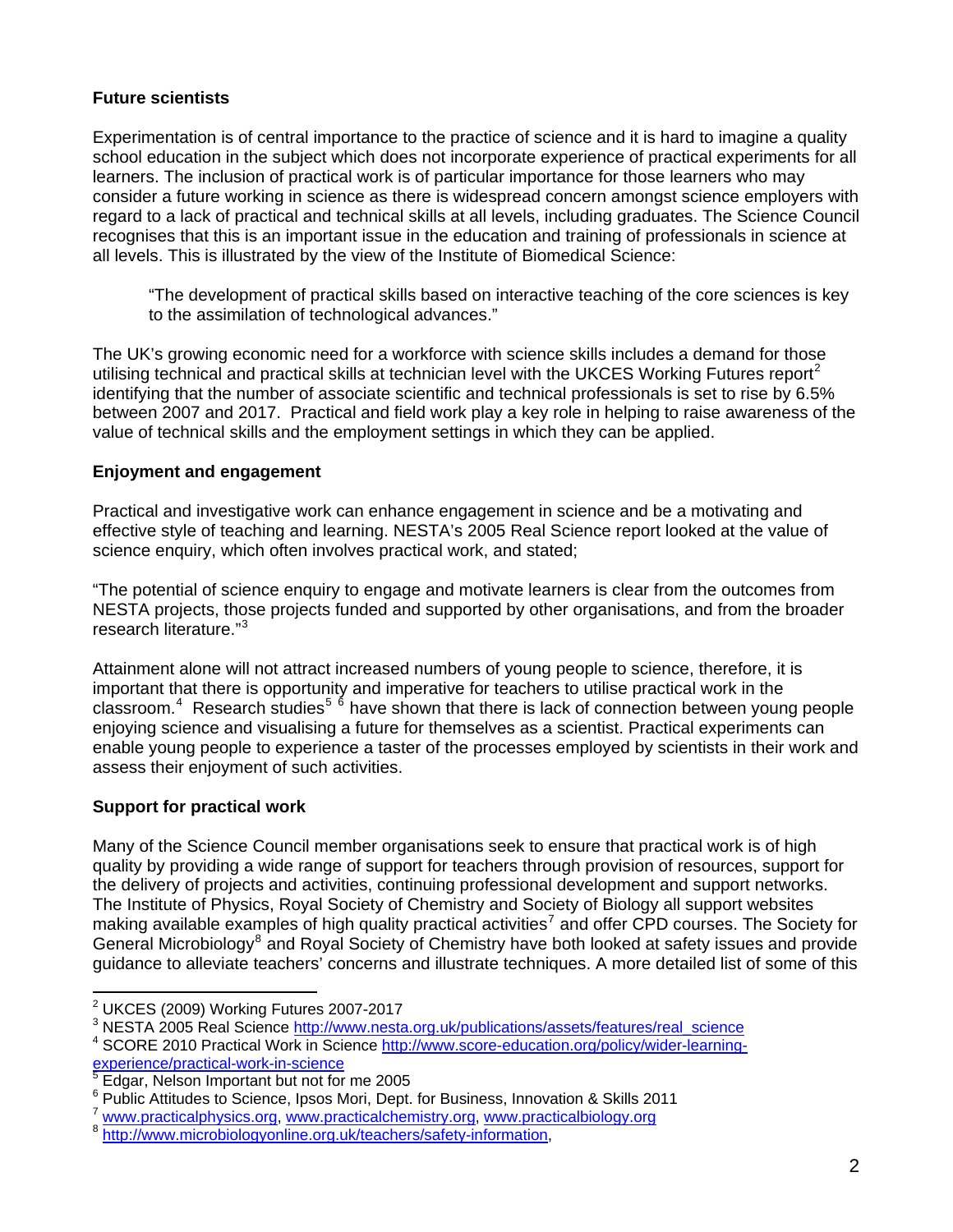## Future scientists

Experimentation is of central importance to the practice of science and it is hard to imagine a quality school education in the subject which does not incorporate experience of practical experiments for all learners. The inclusion of practical work is of particular importance for those learners who may consider a future working in science as there is widespread concern amongst science employers with regard to a lack of practical and technical skills at all levels, including graduates. The Science Council recognises that this is an important issue in the education and training of professionals in science at all levels. This is illustrated by the view of the Institute of Biomedical Science:

> "The development of practical skills based on interactive teaching of the core sciences is key to the assimilation of technological advances."

The UK's growing economic need for a workforce with science skills includes a demand for those utilising technical and practical skills at technician level with the UKCES Working Futures report[2] identifying that the number of associate scientific and technical professionals is set to rise by 6.5% between 2007 and 2017. Practical and field work play a key role in helping to raise awareness of the value of technical skills and the employment settings in which they can be applied.

## Enjoyment and engagement

Practical and investigative work can enhance engagement in science and be a motivating and effective style of teaching and learning. NESTA's 2005 Real Science report looked at the value of science enquiry, which often involves practical work, and stated;

"The potential of science enquiry to engage and motivate learners is clear from the outcomes from NESTA projects, those projects funded and supported by other organisations, and from the broader research literature."[3]

Attainment alone will not attract increased numbers of young people to science, therefore, it is important that there is opportunity and imperative for teachers to utilise practical work in the classroom.[4] Research studies[5] [6] have shown that there is lack of connection between young people enjoying science and visualising a future for themselves as a scientist. Practical experiments can enable young people to experience a taster of the processes employed by scientists in their work and assess their enjoyment of such activities.

## Support for practical work

Many of the Science Council member organisations seek to ensure that practical work is of high quality by providing a wide range of support for teachers through provision of resources, support for the delivery of projects and activities, continuing professional development and support networks. The Institute of Physics, Royal Society of Chemistry and Society of Biology all support websites making available examples of high quality practical activities[7] and offer CPD courses. The Society for General Microbiology[8] and Royal Society of Chemistry have both looked at safety issues and provide guidance to alleviate teachers' concerns and illustrate techniques. A more detailed list of some of this

---

[2] UKCES (2009) Working Futures 2007-2017

[3] NESTA 2005 Real Science http://www.nesta.org.uk/publications/assets/features/real_science

[4] SCORE 2010 Practical Work in Science http://www.score-education.org/policy/wider-learning-experience/practical-work-in-science

[5] Edgar, Nelson Important but not for me 2005

[6] Public Attitudes to Science, Ipsos Mori, Dept. for Business, Innovation & Skills 2011

[7] www.practicalphysics.org, www.practicalchemistry.org, www.practicalbiology.org

[8] http://www.microbiologyonline.org.uk/teachers/safety-information,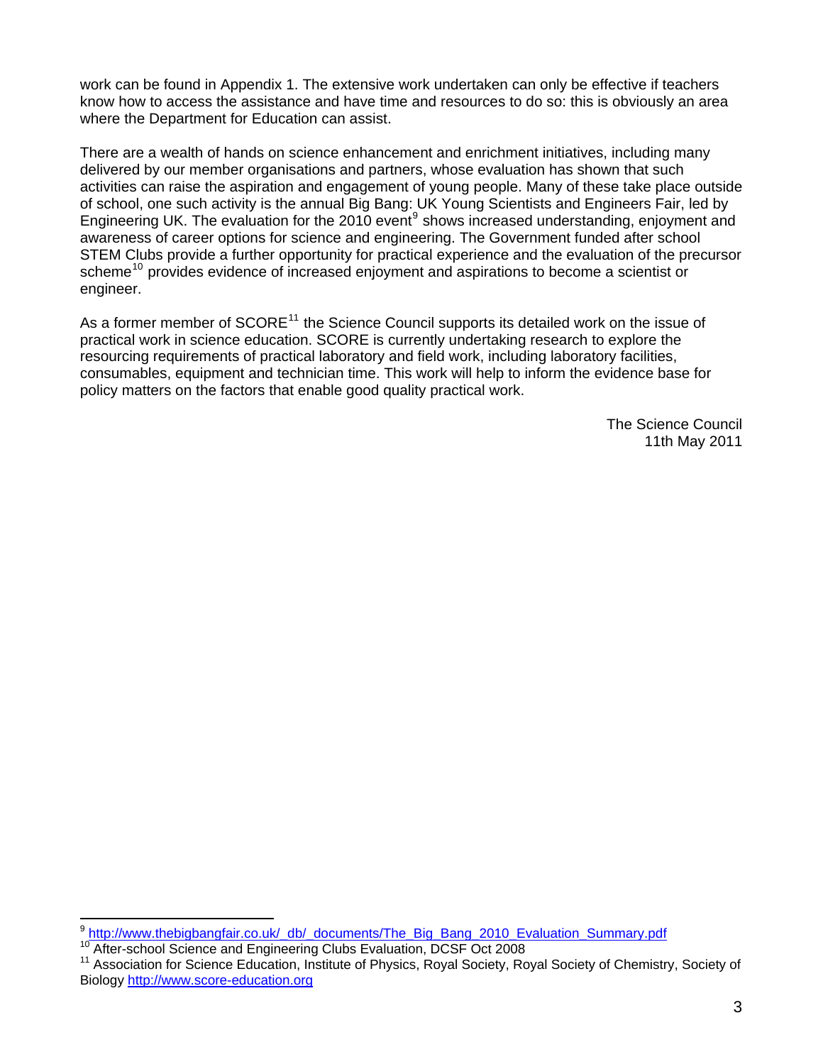work can be found in Appendix 1. The extensive work undertaken can only be effective if teachers know how to access the assistance and have time and resources to do so: this is obviously an area where the Department for Education can assist.

There are a wealth of hands on science enhancement and enrichment initiatives, including many delivered by our member organisations and partners, whose evaluation has shown that such activities can raise the aspiration and engagement of young people. Many of these take place outside of school, one such activity is the annual Big Bang: UK Young Scientists and Engineers Fair, led by Engineering UK. The evaluation for the 2010 event[9] shows increased understanding, enjoyment and awareness of career options for science and engineering. The Government funded after school STEM Clubs provide a further opportunity for practical experience and the evaluation of the precursor scheme[10] provides evidence of increased enjoyment and aspirations to become a scientist or engineer.

As a former member of SCORE[11] the Science Council supports its detailed work on the issue of practical work in science education. SCORE is currently undertaking research to explore the resourcing requirements of practical laboratory and field work, including laboratory facilities, consumables, equipment and technician time. This work will help to inform the evidence base for policy matters on the factors that enable good quality practical work.

The Science Council
11th May 2011

---

[9] http://www.thebigbangfair.co.uk/_db/_documents/The_Big_Bang_2010_Evaluation_Summary.pdf

[10] After-school Science and Engineering Clubs Evaluation, DCSF Oct 2008

[11] Association for Science Education, Institute of Physics, Royal Society, Royal Society of Chemistry, Society of Biology http://www.score-education.org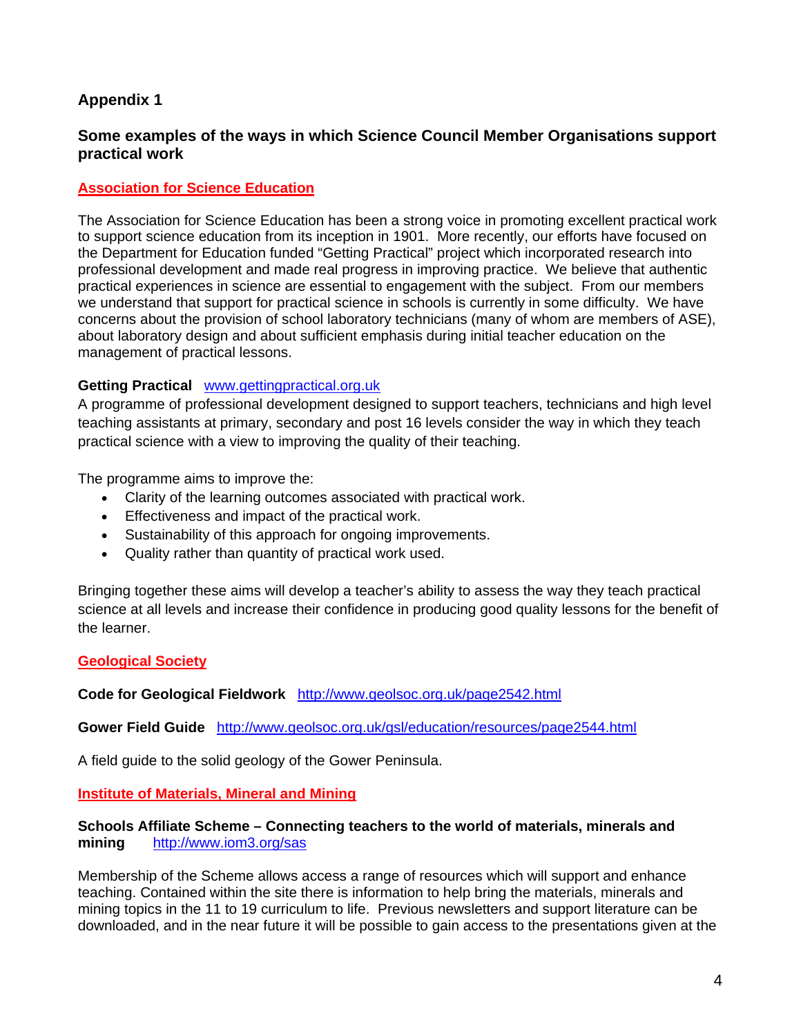## Appendix 1

### Some examples of the ways in which Science Council Member Organisations support practical work

**Association for Science Education**

The Association for Science Education has been a strong voice in promoting excellent practical work to support science education from its inception in 1901. More recently, our efforts have focused on the Department for Education funded "Getting Practical" project which incorporated research into professional development and made real progress in improving practice. We believe that authentic practical experiences in science are essential to engagement with the subject. From our members we understand that support for practical science in schools is currently in some difficulty. We have concerns about the provision of school laboratory technicians (many of whom are members of ASE), about laboratory design and about sufficient emphasis during initial teacher education on the management of practical lessons.

**Getting Practical** www.gettingpractical.org.uk

A programme of professional development designed to support teachers, technicians and high level teaching assistants at primary, secondary and post 16 levels consider the way in which they teach practical science with a view to improving the quality of their teaching.

The programme aims to improve the:

- Clarity of the learning outcomes associated with practical work.
- Effectiveness and impact of the practical work.
- Sustainability of this approach for ongoing improvements.
- Quality rather than quantity of practical work used.

Bringing together these aims will develop a teacher's ability to assess the way they teach practical science at all levels and increase their confidence in producing good quality lessons for the benefit of the learner.

**Geological Society**

**Code for Geological Fieldwork** http://www.geolsoc.org.uk/page2542.html

**Gower Field Guide** http://www.geolsoc.org.uk/gsl/education/resources/page2544.html

A field guide to the solid geology of the Gower Peninsula.

**Institute of Materials, Mineral and Mining**

**Schools Affiliate Scheme – Connecting teachers to the world of materials, minerals and mining** http://www.iom3.org/sas

Membership of the Scheme allows access a range of resources which will support and enhance teaching. Contained within the site there is information to help bring the materials, minerals and mining topics in the 11 to 19 curriculum to life. Previous newsletters and support literature can be downloaded, and in the near future it will be possible to gain access to the presentations given at the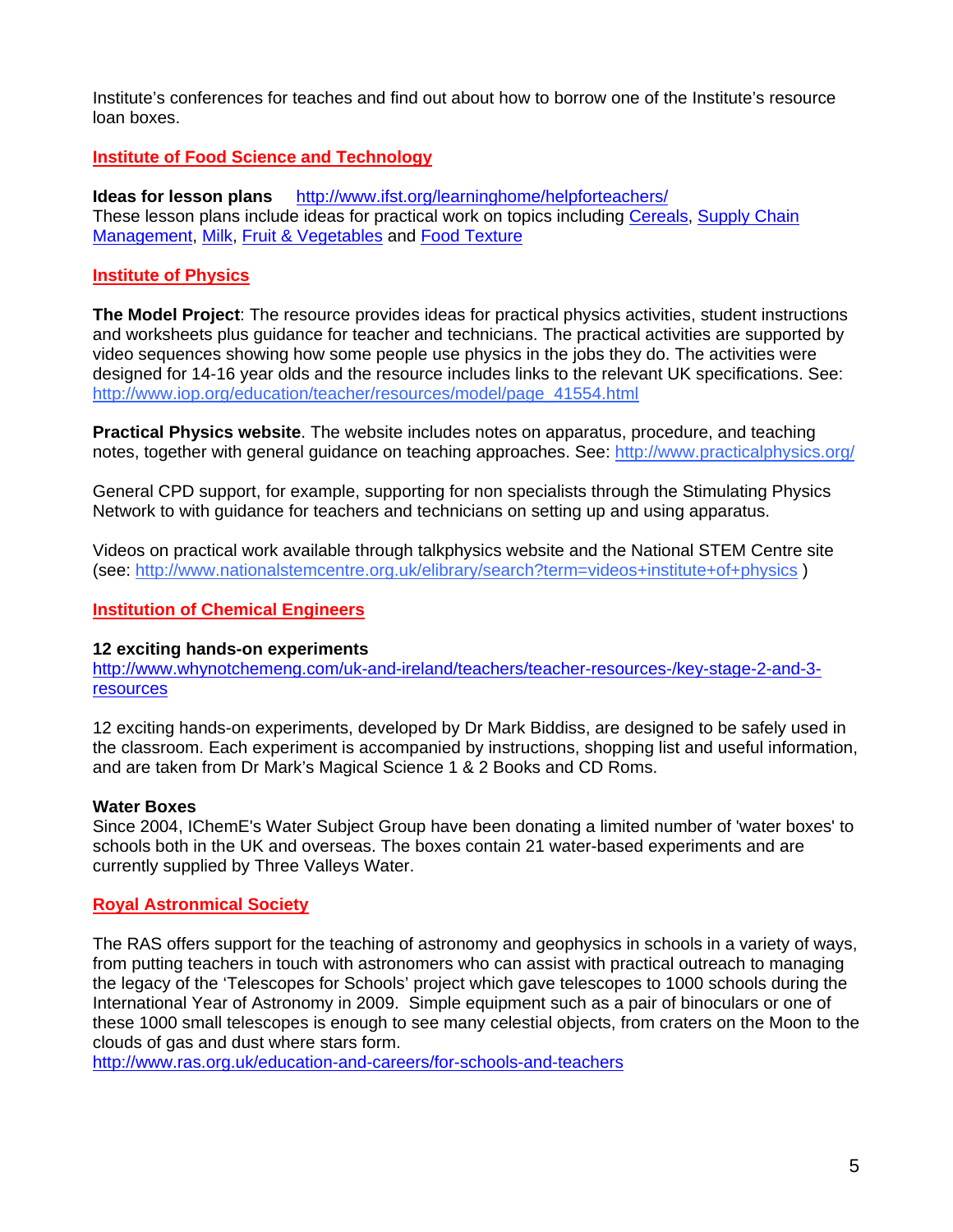Institute's conferences for teaches and find out about how to borrow one of the Institute's resource loan boxes.

## Institute of Food Science and Technology

**Ideas for lesson plans** http://www.ifst.org/learninghome/helpforteachers/
These lesson plans include ideas for practical work on topics including Cereals, Supply Chain Management, Milk, Fruit & Vegetables and Food Texture

## Institute of Physics

**The Model Project**: The resource provides ideas for practical physics activities, student instructions and worksheets plus guidance for teacher and technicians. The practical activities are supported by video sequences showing how some people use physics in the jobs they do. The activities were designed for 14-16 year olds and the resource includes links to the relevant UK specifications. See: http://www.iop.org/education/teacher/resources/model/page_41554.html

**Practical Physics website**. The website includes notes on apparatus, procedure, and teaching notes, together with general guidance on teaching approaches. See: http://www.practicalphysics.org/

General CPD support, for example, supporting for non specialists through the Stimulating Physics Network to with guidance for teachers and technicians on setting up and using apparatus.

Videos on practical work available through talkphysics website and the National STEM Centre site (see: http://www.nationalstemcentre.org.uk/elibrary/search?term=videos+institute+of+physics )

## Institution of Chemical Engineers

**12 exciting hands-on experiments**
http://www.whynotchemeng.com/uk-and-ireland/teachers/teacher-resources-/key-stage-2-and-3-resources

12 exciting hands-on experiments, developed by Dr Mark Biddiss, are designed to be safely used in the classroom. Each experiment is accompanied by instructions, shopping list and useful information, and are taken from Dr Mark's Magical Science 1 & 2 Books and CD Roms.

**Water Boxes**
Since 2004, IChemE's Water Subject Group have been donating a limited number of 'water boxes' to schools both in the UK and overseas. The boxes contain 21 water-based experiments and are currently supplied by Three Valleys Water.

## Royal Astronmical Society

The RAS offers support for the teaching of astronomy and geophysics in schools in a variety of ways, from putting teachers in touch with astronomers who can assist with practical outreach to managing the legacy of the 'Telescopes for Schools' project which gave telescopes to 1000 schools during the International Year of Astronomy in 2009. Simple equipment such as a pair of binoculars or one of these 1000 small telescopes is enough to see many celestial objects, from craters on the Moon to the clouds of gas and dust where stars form.
http://www.ras.org.uk/education-and-careers/for-schools-and-teachers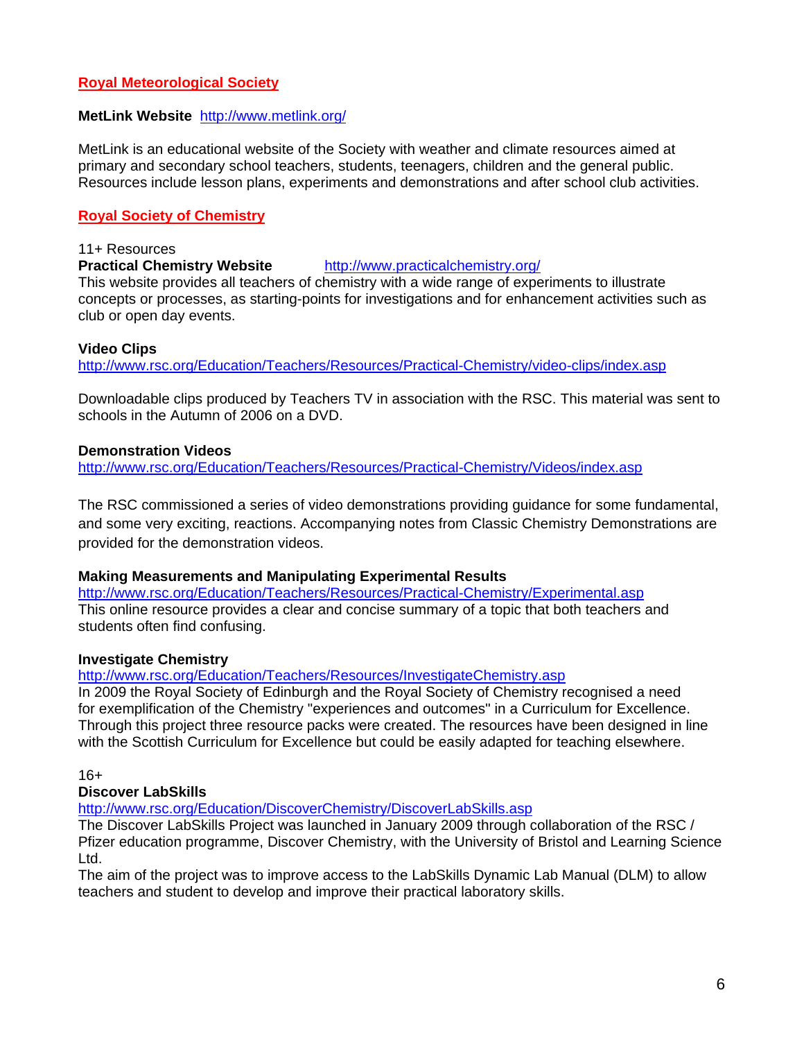## Royal Meteorological Society

**MetLink Website** http://www.metlink.org/

MetLink is an educational website of the Society with weather and climate resources aimed at primary and secondary school teachers, students, teenagers, children and the general public. Resources include lesson plans, experiments and demonstrations and after school club activities.

## Royal Society of Chemistry

11+ Resources

**Practical Chemistry Website** http://www.practicalchemistry.org/

This website provides all teachers of chemistry with a wide range of experiments to illustrate concepts or processes, as starting-points for investigations and for enhancement activities such as club or open day events.

**Video Clips**

http://www.rsc.org/Education/Teachers/Resources/Practical-Chemistry/video-clips/index.asp

Downloadable clips produced by Teachers TV in association with the RSC. This material was sent to schools in the Autumn of 2006 on a DVD.

**Demonstration Videos**

http://www.rsc.org/Education/Teachers/Resources/Practical-Chemistry/Videos/index.asp

The RSC commissioned a series of video demonstrations providing guidance for some fundamental, and some very exciting, reactions. Accompanying notes from Classic Chemistry Demonstrations are provided for the demonstration videos.

**Making Measurements and Manipulating Experimental Results**

http://www.rsc.org/Education/Teachers/Resources/Practical-Chemistry/Experimental.asp

This online resource provides a clear and concise summary of a topic that both teachers and students often find confusing.

**Investigate Chemistry**

http://www.rsc.org/Education/Teachers/Resources/InvestigateChemistry.asp

In 2009 the Royal Society of Edinburgh and the Royal Society of Chemistry recognised a need for exemplification of the Chemistry "experiences and outcomes" in a Curriculum for Excellence. Through this project three resource packs were created. The resources have been designed in line with the Scottish Curriculum for Excellence but could be easily adapted for teaching elsewhere.

16+

**Discover LabSkills**

http://www.rsc.org/Education/DiscoverChemistry/DiscoverLabSkills.asp

The Discover LabSkills Project was launched in January 2009 through collaboration of the RSC / Pfizer education programme, Discover Chemistry, with the University of Bristol and Learning Science Ltd.

The aim of the project was to improve access to the LabSkills Dynamic Lab Manual (DLM) to allow teachers and student to develop and improve their practical laboratory skills.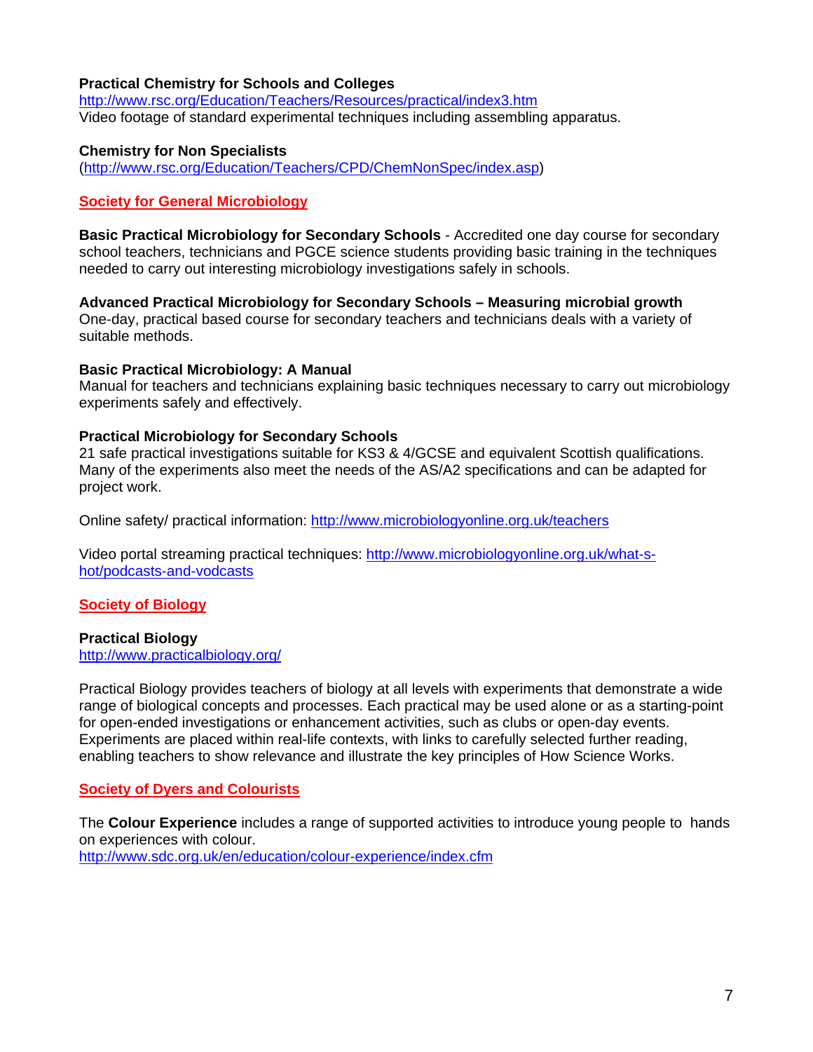**Practical Chemistry for Schools and Colleges**
http://www.rsc.org/Education/Teachers/Resources/practical/index3.htm
Video footage of standard experimental techniques including assembling apparatus.

**Chemistry for Non Specialists**
(http://www.rsc.org/Education/Teachers/CPD/ChemNonSpec/index.asp)

## Society for General Microbiology

**Basic Practical Microbiology for Secondary Schools** - Accredited one day course for secondary school teachers, technicians and PGCE science students providing basic training in the techniques needed to carry out interesting microbiology investigations safely in schools.

**Advanced Practical Microbiology for Secondary Schools – Measuring microbial growth**
One-day, practical based course for secondary teachers and technicians deals with a variety of suitable methods.

**Basic Practical Microbiology: A Manual**
Manual for teachers and technicians explaining basic techniques necessary to carry out microbiology experiments safely and effectively.

**Practical Microbiology for Secondary Schools**
21 safe practical investigations suitable for KS3 & 4/GCSE and equivalent Scottish qualifications. Many of the experiments also meet the needs of the AS/A2 specifications and can be adapted for project work.

Online safety/ practical information: http://www.microbiologyonline.org.uk/teachers

Video portal streaming practical techniques: http://www.microbiologyonline.org.uk/what-s-hot/podcasts-and-vodcasts

## Society of Biology

**Practical Biology**
http://www.practicalbiology.org/

Practical Biology provides teachers of biology at all levels with experiments that demonstrate a wide range of biological concepts and processes. Each practical may be used alone or as a starting-point for open-ended investigations or enhancement activities, such as clubs or open-day events. Experiments are placed within real-life contexts, with links to carefully selected further reading, enabling teachers to show relevance and illustrate the key principles of How Science Works.

## Society of Dyers and Colourists

The **Colour Experience** includes a range of supported activities to introduce young people to hands on experiences with colour.
http://www.sdc.org.uk/en/education/colour-experience/index.cfm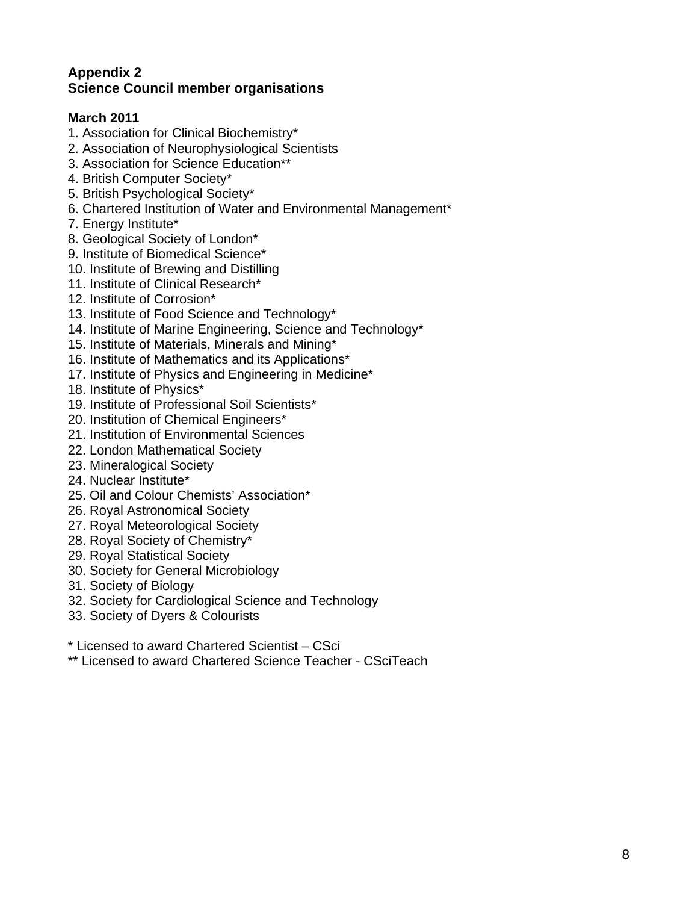## Appendix 2
## Science Council member organisations

**March 2011**

1. Association for Clinical Biochemistry*
2. Association of Neurophysiological Scientists
3. Association for Science Education**
4. British Computer Society*
5. British Psychological Society*
6. Chartered Institution of Water and Environmental Management*
7. Energy Institute*
8. Geological Society of London*
9. Institute of Biomedical Science*
10. Institute of Brewing and Distilling
11. Institute of Clinical Research*
12. Institute of Corrosion*
13. Institute of Food Science and Technology*
14. Institute of Marine Engineering, Science and Technology*
15. Institute of Materials, Minerals and Mining*
16. Institute of Mathematics and its Applications*
17. Institute of Physics and Engineering in Medicine*
18. Institute of Physics*
19. Institute of Professional Soil Scientists*
20. Institution of Chemical Engineers*
21. Institution of Environmental Sciences
22. London Mathematical Society
23. Mineralogical Society
24. Nuclear Institute*
25. Oil and Colour Chemists' Association*
26. Royal Astronomical Society
27. Royal Meteorological Society
28. Royal Society of Chemistry*
29. Royal Statistical Society
30. Society for General Microbiology
31. Society of Biology
32. Society for Cardiological Science and Technology
33. Society of Dyers & Colourists

\* Licensed to award Chartered Scientist – CSci

** Licensed to award Chartered Science Teacher - CSciTeach